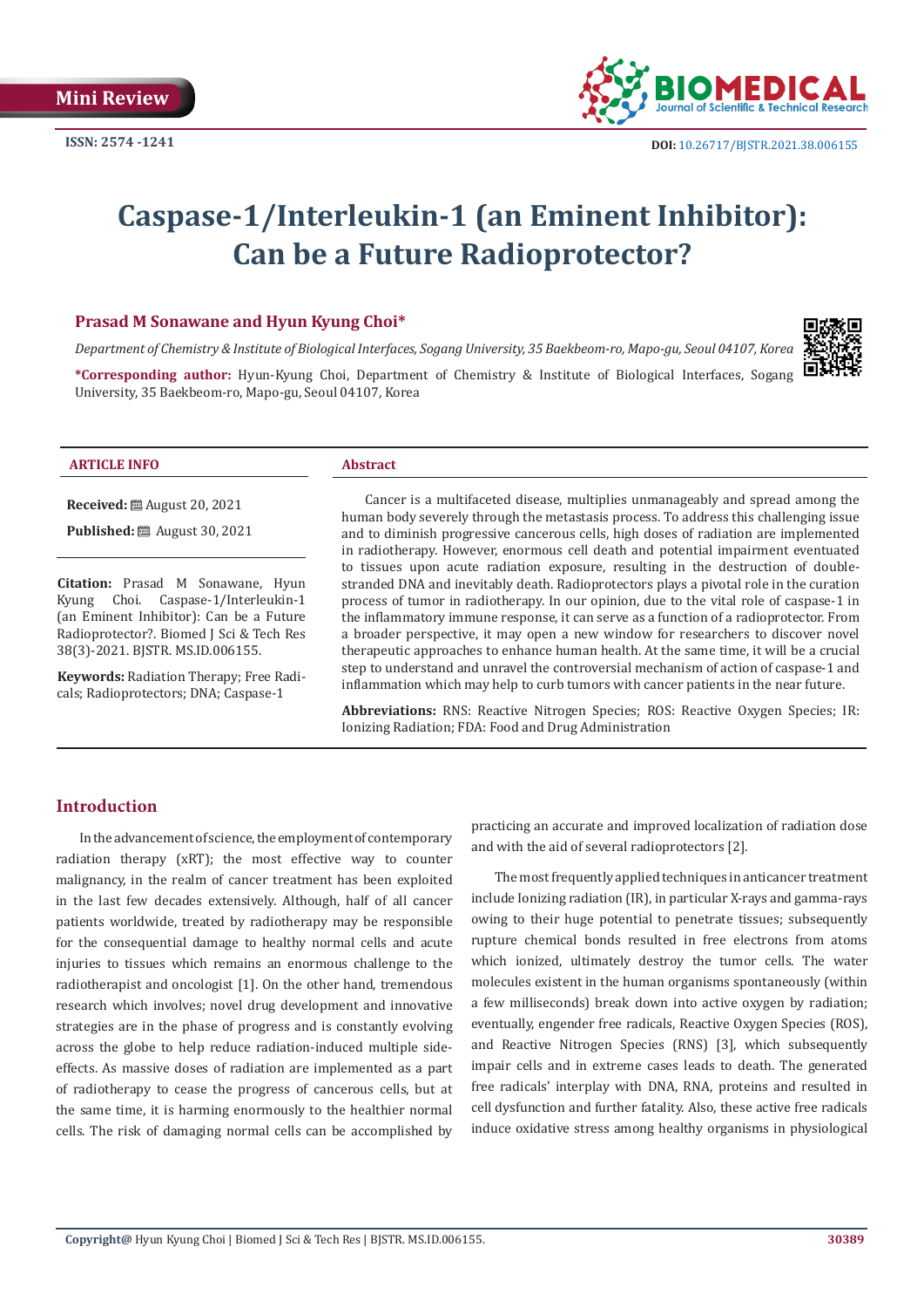Mini Review

ISSN: 2574 -1241

DOI: 10.26717/BJSTR.2021.38.006155

# Caspase-1/Interleukin-1 (an Eminent Inhibitor): Can be a Future Radioprotector?

**Prasad M Sonawane and Hyun Kyung Choi***

*Department of Chemistry & Institute of Biological Interfaces, Sogang University, 35 Baekbeom-ro, Mapo-gu, Seoul 04107, Korea*

***Corresponding author:** Hyun-Kyung Choi, Department of Chemistry & Institute of Biological Interfaces, Sogang University, 35 Baekbeom-ro, Mapo-gu, Seoul 04107, Korea

### ARTICLE INFO

**Received:** August 20, 2021

**Published:** August 30, 2021

**Citation:** Prasad M Sonawane, Hyun Kyung Choi. Caspase-1/Interleukin-1 (an Eminent Inhibitor): Can be a Future Radioprotector?. Biomed J Sci & Tech Res 38(3)-2021. BJSTR. MS.ID.006155.

**Keywords:** Radiation Therapy; Free Radicals; Radioprotectors; DNA; Caspase-1

### Abstract

Cancer is a multifaceted disease, multiplies unmanageably and spread among the human body severely through the metastasis process. To address this challenging issue and to diminish progressive cancerous cells, high doses of radiation are implemented in radiotherapy. However, enormous cell death and potential impairment eventuated to tissues upon acute radiation exposure, resulting in the destruction of double-stranded DNA and inevitably death. Radioprotectors plays a pivotal role in the curation process of tumor in radiotherapy. In our opinion, due to the vital role of caspase-1 in the inflammatory immune response, it can serve as a function of a radioprotector. From a broader perspective, it may open a new window for researchers to discover novel therapeutic approaches to enhance human health. At the same time, it will be a crucial step to understand and unravel the controversial mechanism of action of caspase-1 and inflammation which may help to curb tumors with cancer patients in the near future.

**Abbreviations:** RNS: Reactive Nitrogen Species; ROS: Reactive Oxygen Species; IR: Ionizing Radiation; FDA: Food and Drug Administration

## Introduction

In the advancement of science, the employment of contemporary radiation therapy (xRT); the most effective way to counter malignancy, in the realm of cancer treatment has been exploited in the last few decades extensively. Although, half of all cancer patients worldwide, treated by radiotherapy may be responsible for the consequential damage to healthy normal cells and acute injuries to tissues which remains an enormous challenge to the radiotherapist and oncologist [1]. On the other hand, tremendous research which involves; novel drug development and innovative strategies are in the phase of progress and is constantly evolving across the globe to help reduce radiation-induced multiple side-effects. As massive doses of radiation are implemented as a part of radiotherapy to cease the progress of cancerous cells, but at the same time, it is harming enormously to the healthier normal cells. The risk of damaging normal cells can be accomplished by practicing an accurate and improved localization of radiation dose and with the aid of several radioprotectors [2].

The most frequently applied techniques in anticancer treatment include Ionizing radiation (IR), in particular X-rays and gamma-rays owing to their huge potential to penetrate tissues; subsequently rupture chemical bonds resulted in free electrons from atoms which ionized, ultimately destroy the tumor cells. The water molecules existent in the human organisms spontaneously (within a few milliseconds) break down into active oxygen by radiation; eventually, engender free radicals, Reactive Oxygen Species (ROS), and Reactive Nitrogen Species (RNS) [3], which subsequently impair cells and in extreme cases leads to death. The generated free radicals' interplay with DNA, RNA, proteins and resulted in cell dysfunction and further fatality. Also, these active free radicals induce oxidative stress among healthy organisms in physiological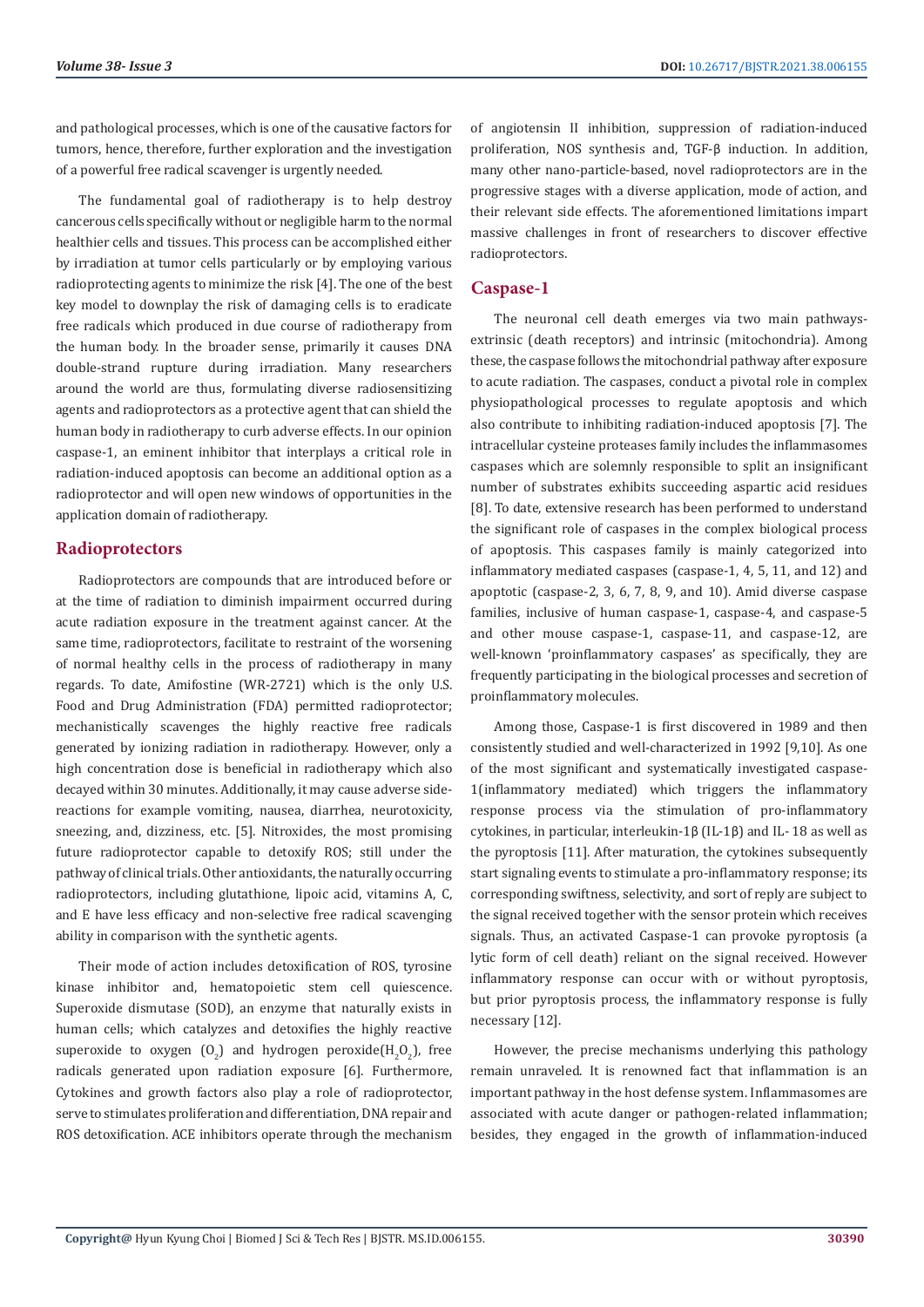and pathological processes, which is one of the causative factors for tumors, hence, therefore, further exploration and the investigation of a powerful free radical scavenger is urgently needed.

The fundamental goal of radiotherapy is to help destroy cancerous cells specifically without or negligible harm to the normal healthier cells and tissues. This process can be accomplished either by irradiation at tumor cells particularly or by employing various radioprotecting agents to minimize the risk [4]. The one of the best key model to downplay the risk of damaging cells is to eradicate free radicals which produced in due course of radiotherapy from the human body. In the broader sense, primarily it causes DNA double-strand rupture during irradiation. Many researchers around the world are thus, formulating diverse radiosensitizing agents and radioprotectors as a protective agent that can shield the human body in radiotherapy to curb adverse effects. In our opinion caspase-1, an eminent inhibitor that interplays a critical role in radiation-induced apoptosis can become an additional option as a radioprotector and will open new windows of opportunities in the application domain of radiotherapy.

## Radioprotectors

Radioprotectors are compounds that are introduced before or at the time of radiation to diminish impairment occurred during acute radiation exposure in the treatment against cancer. At the same time, radioprotectors, facilitate to restraint of the worsening of normal healthy cells in the process of radiotherapy in many regards. To date, Amifostine (WR-2721) which is the only U.S. Food and Drug Administration (FDA) permitted radioprotector; mechanistically scavenges the highly reactive free radicals generated by ionizing radiation in radiotherapy. However, only a high concentration dose is beneficial in radiotherapy which also decayed within 30 minutes. Additionally, it may cause adverse side-reactions for example vomiting, nausea, diarrhea, neurotoxicity, sneezing, and, dizziness, etc. [5]. Nitroxides, the most promising future radioprotector capable to detoxify ROS; still under the pathway of clinical trials. Other antioxidants, the naturally occurring radioprotectors, including glutathione, lipoic acid, vitamins A, C, and E have less efficacy and non-selective free radical scavenging ability in comparison with the synthetic agents.

Their mode of action includes detoxification of ROS, tyrosine kinase inhibitor and, hematopoietic stem cell quiescence. Superoxide dismutase (SOD), an enzyme that naturally exists in human cells; which catalyzes and detoxifies the highly reactive superoxide to oxygen ($O_2$) and hydrogen peroxide($H_2O_2$), free radicals generated upon radiation exposure [6]. Furthermore, Cytokines and growth factors also play a role of radioprotector, serve to stimulates proliferation and differentiation, DNA repair and ROS detoxification. ACE inhibitors operate through the mechanism of angiotensin II inhibition, suppression of radiation-induced proliferation, NOS synthesis and, TGF-β induction. In addition, many other nano-particle-based, novel radioprotectors are in the progressive stages with a diverse application, mode of action, and their relevant side effects. The aforementioned limitations impart massive challenges in front of researchers to discover effective radioprotectors.

## Caspase-1

The neuronal cell death emerges via two main pathways-extrinsic (death receptors) and intrinsic (mitochondria). Among these, the caspase follows the mitochondrial pathway after exposure to acute radiation. The caspases, conduct a pivotal role in complex physiopathological processes to regulate apoptosis and which also contribute to inhibiting radiation-induced apoptosis [7]. The intracellular cysteine proteases family includes the inflammasomes caspases which are solemnly responsible to split an insignificant number of substrates exhibits succeeding aspartic acid residues [8]. To date, extensive research has been performed to understand the significant role of caspases in the complex biological process of apoptosis. This caspases family is mainly categorized into inflammatory mediated caspases (caspase-1, 4, 5, 11, and 12) and apoptotic (caspase-2, 3, 6, 7, 8, 9, and 10). Amid diverse caspase families, inclusive of human caspase-1, caspase-4, and caspase-5 and other mouse caspase-1, caspase-11, and caspase-12, are well-known 'proinflammatory caspases' as specifically, they are frequently participating in the biological processes and secretion of proinflammatory molecules.

Among those, Caspase-1 is first discovered in 1989 and then consistently studied and well-characterized in 1992 [9,10]. As one of the most significant and systematically investigated caspase-1(inflammatory mediated) which triggers the inflammatory response process via the stimulation of pro-inflammatory cytokines, in particular, interleukin-1β (IL-1β) and IL- 18 as well as the pyroptosis [11]. After maturation, the cytokines subsequently start signaling events to stimulate a pro-inflammatory response; its corresponding swiftness, selectivity, and sort of reply are subject to the signal received together with the sensor protein which receives signals. Thus, an activated Caspase-1 can provoke pyroptosis (a lytic form of cell death) reliant on the signal received. However inflammatory response can occur with or without pyroptosis, but prior pyroptosis process, the inflammatory response is fully necessary [12].

However, the precise mechanisms underlying this pathology remain unraveled. It is renowned fact that inflammation is an important pathway in the host defense system. Inflammasomes are associated with acute danger or pathogen-related inflammation; besides, they engaged in the growth of inflammation-induced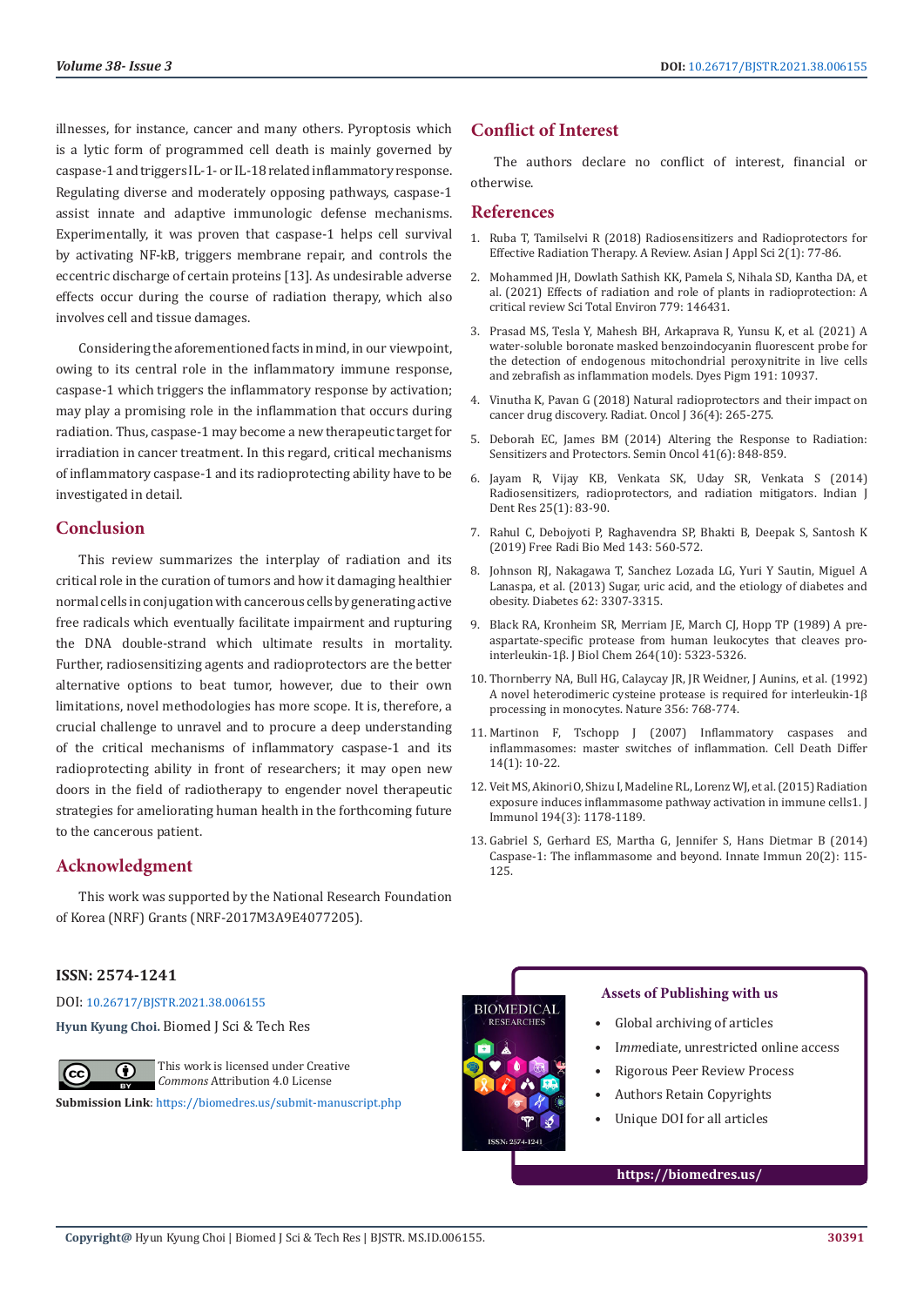illnesses, for instance, cancer and many others. Pyroptosis which is a lytic form of programmed cell death is mainly governed by caspase-1 and triggers IL-1- or IL-18 related inflammatory response. Regulating diverse and moderately opposing pathways, caspase-1 assist innate and adaptive immunologic defense mechanisms. Experimentally, it was proven that caspase-1 helps cell survival by activating NF-kB, triggers membrane repair, and controls the eccentric discharge of certain proteins [13]. As undesirable adverse effects occur during the course of radiation therapy, which also involves cell and tissue damages.

Considering the aforementioned facts in mind, in our viewpoint, owing to its central role in the inflammatory immune response, caspase-1 which triggers the inflammatory response by activation; may play a promising role in the inflammation that occurs during radiation. Thus, caspase-1 may become a new therapeutic target for irradiation in cancer treatment. In this regard, critical mechanisms of inflammatory caspase-1 and its radioprotecting ability have to be investigated in detail.

## Conclusion

This review summarizes the interplay of radiation and its critical role in the curation of tumors and how it damaging healthier normal cells in conjugation with cancerous cells by generating active free radicals which eventually facilitate impairment and rupturing the DNA double-strand which ultimate results in mortality. Further, radiosensitizing agents and radioprotectors are the better alternative options to beat tumor, however, due to their own limitations, novel methodologies has more scope. It is, therefore, a crucial challenge to unravel and to procure a deep understanding of the critical mechanisms of inflammatory caspase-1 and its radioprotecting ability in front of researchers; it may open new doors in the field of radiotherapy to engender novel therapeutic strategies for ameliorating human health in the forthcoming future to the cancerous patient.

## Acknowledgment

This work was supported by the National Research Foundation of Korea (NRF) Grants (NRF-2017M3A9E4077205).

## Conflict of Interest

The authors declare no conflict of interest, financial or otherwise.

## References

1. Ruba T, Tamilselvi R (2018) Radiosensitizers and Radioprotectors for Effective Radiation Therapy. A Review. Asian J Appl Sci 2(1): 77-86.
2. Mohammed JH, Dowlath Sathish KK, Pamela S, Nihala SD, Kantha DA, et al. (2021) Effects of radiation and role of plants in radioprotection: A critical review Sci Total Environ 779: 146431.
3. Prasad MS, Tesla Y, Mahesh BH, Arkaprava R, Yunsu K, et al. (2021) A water-soluble boronate masked benzoindocyanin fluorescent probe for the detection of endogenous mitochondrial peroxynitrite in live cells and zebrafish as inflammation models. Dyes Pigm 191: 10937.
4. Vinutha K, Pavan G (2018) Natural radioprotectors and their impact on cancer drug discovery. Radiat. Oncol J 36(4): 265-275.
5. Deborah EC, James BM (2014) Altering the Response to Radiation: Sensitizers and Protectors. Semin Oncol 41(6): 848-859.
6. Jayam R, Vijay KB, Venkata SK, Uday SR, Venkata S (2014) Radiosensitizers, radioprotectors, and radiation mitigators. Indian J Dent Res 25(1): 83-90.
7. Rahul C, Debojyoti P, Raghavendra SP, Bhakti B, Deepak S, Santosh K (2019) Free Radi Bio Med 143: 560-572.
8. Johnson RJ, Nakagawa T, Sanchez Lozada LG, Yuri Y Sautin, Miguel A Lanaspa, et al. (2013) Sugar, uric acid, and the etiology of diabetes and obesity. Diabetes 62: 3307-3315.
9. Black RA, Kronheim SR, Merriam JE, March CJ, Hopp TP (1989) A pre-aspartate-specific protease from human leukocytes that cleaves pro-interleukin-1β. J Biol Chem 264(10): 5323-5326.
10. Thornberry NA, Bull HG, Calaycay JR, JR Weidner, J Aunins, et al. (1992) A novel heterodimeric cysteine protease is required for interleukin-1β processing in monocytes. Nature 356: 768-774.
11. Martinon F, Tschopp J (2007) Inflammatory caspases and inflammasomes: master switches of inflammation. Cell Death Differ 14(1): 10-22.
12. Veit MS, Akinori O, Shizu I, Madeline RL, Lorenz WJ, et al. (2015) Radiation exposure induces inflammasome pathway activation in immune cells1. J Immunol 194(3): 1178-1189.
13. Gabriel S, Gerhard ES, Martha G, Jennifer S, Hans Dietmar B (2014) Caspase-1: The inflammasome and beyond. Innate Immun 20(2): 115-125.

**ISSN: 2574-1241**

DOI: 10.26717/BJSTR.2021.38.006155

**Hyun Kyung Choi.** Biomed J Sci & Tech Res

This work is licensed under Creative *Commons* Attribution 4.0 License

**Submission Link**: https://biomedres.us/submit-manuscript.php

**Assets of Publishing with us**

- Global archiving of articles
- Immediate, unrestricted online access
- Rigorous Peer Review Process
- Authors Retain Copyrights
- Unique DOI for all articles

**https://biomedres.us/**